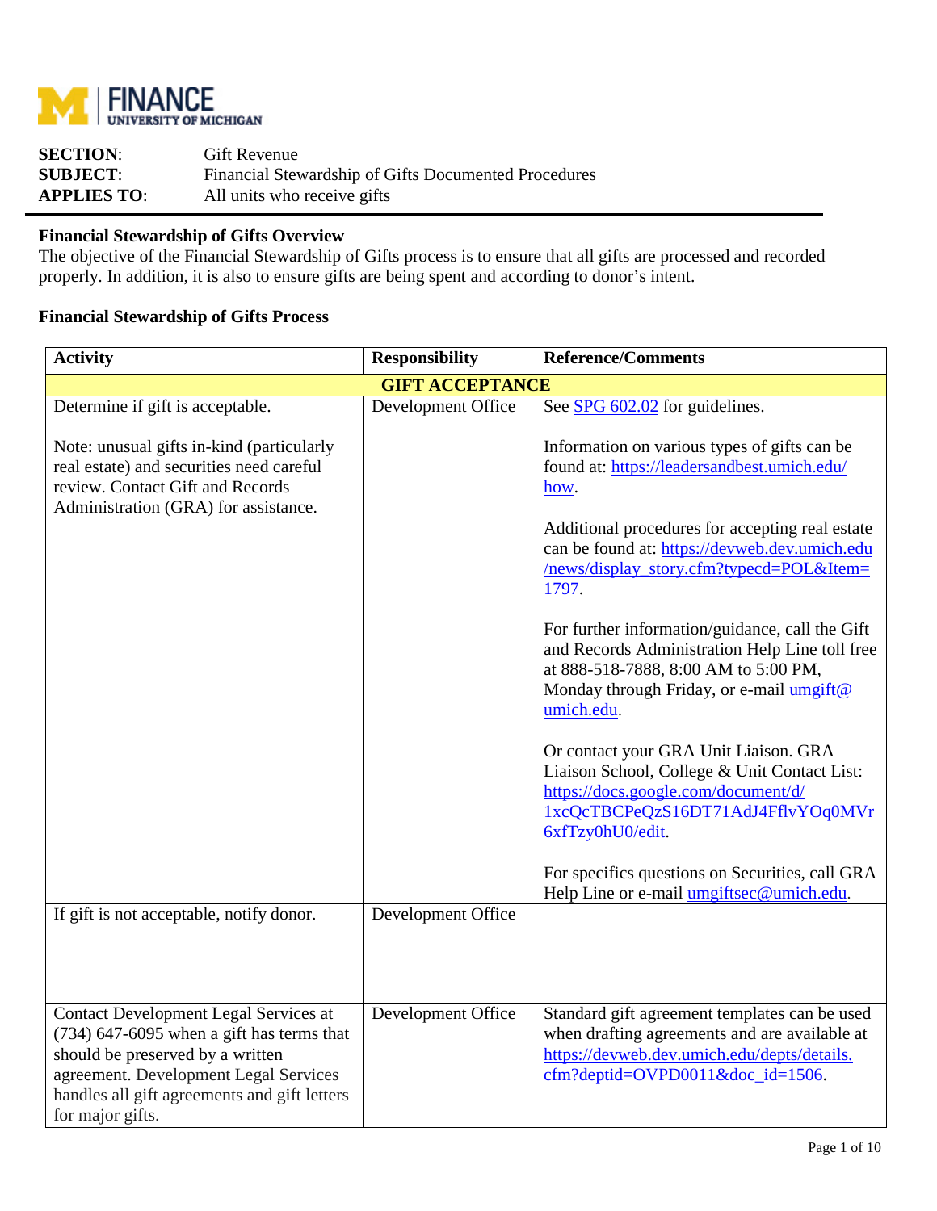**SECTION**: Gift Revenue
**SUBJECT**: Financial Stewardship of Gifts Documented Procedures
**APPLIES TO**: All units who receive gifts

**Financial Stewardship of Gifts Overview**

The objective of the Financial Stewardship of Gifts process is to ensure that all gifts are processed and recorded properly. In addition, it is also to ensure gifts are being spent and according to donor's intent.

**Financial Stewardship of Gifts Process**

| Activity | Responsibility | Reference/Comments |
|---|---|---|
| **GIFT ACCEPTANCE** | | |
| Determine if gift is acceptable.<br><br>Note: unusual gifts in-kind (particularly real estate) and securities need careful review. Contact Gift and Records Administration (GRA) for assistance. | Development Office | See SPG 602.02 for guidelines.<br><br>Information on various types of gifts can be found at: https://leadersandbest.umich.edu/how.<br><br>Additional procedures for accepting real estate can be found at: https://devweb.dev.umich.edu/news/display_story.cfm?typecd=POL&Item=1797.<br><br>For further information/guidance, call the Gift and Records Administration Help Line toll free at 888-518-7888, 8:00 AM to 5:00 PM, Monday through Friday, or e-mail umgift@umich.edu.<br><br>Or contact your GRA Unit Liaison. GRA Liaison School, College & Unit Contact List: https://docs.google.com/document/d/1xcQcTBCPeQzS16DT71AdJ4FflvYOq0MVr6xfTzy0hU0/edit.<br><br>For specifics questions on Securities, call GRA Help Line or e-mail umgiftsec@umich.edu. |
| If gift is not acceptable, notify donor. | Development Office | |
| Contact Development Legal Services at (734) 647-6095 when a gift has terms that should be preserved by a written agreement. Development Legal Services handles all gift agreements and gift letters for major gifts. | Development Office | Standard gift agreement templates can be used when drafting agreements and are available at https://devweb.dev.umich.edu/depts/details.cfm?deptid=OVPD0011&doc_id=1506. |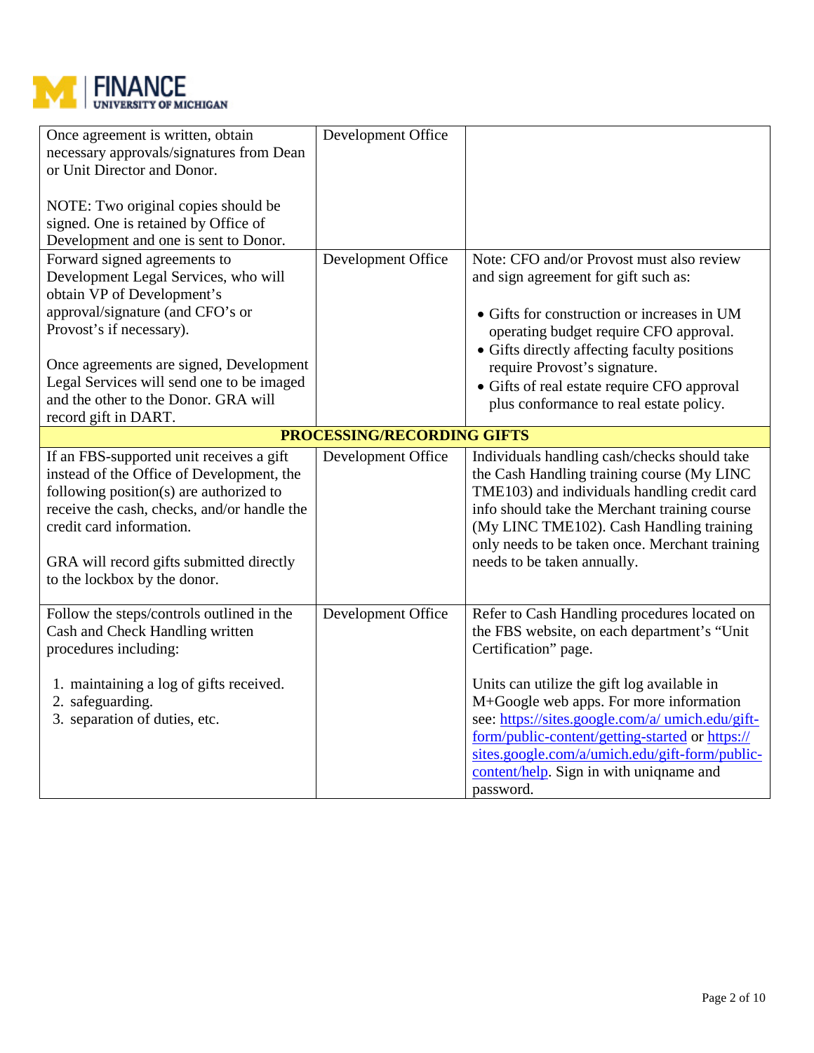| | | |
|---|---|---|
| Once agreement is written, obtain necessary approvals/signatures from Dean or Unit Director and Donor.<br><br>NOTE: Two original copies should be signed. One is retained by Office of Development and one is sent to Donor. | Development Office | |
| Forward signed agreements to Development Legal Services, who will obtain VP of Development's approval/signature (and CFO's or Provost's if necessary).<br><br>Once agreements are signed, Development Legal Services will send one to be imaged and the other to the Donor. GRA will record gift in DART. | Development Office | Note: CFO and/or Provost must also review and sign agreement for gift such as:<br><br>• Gifts for construction or increases in UM operating budget require CFO approval.<br>• Gifts directly affecting faculty positions require Provost's signature.<br>• Gifts of real estate require CFO approval plus conformance to real estate policy. |
| **PROCESSING/RECORDING GIFTS** | | |
| If an FBS-supported unit receives a gift instead of the Office of Development, the following position(s) are authorized to receive the cash, checks, and/or handle the credit card information.<br><br>GRA will record gifts submitted directly to the lockbox by the donor. | Development Office | Individuals handling cash/checks should take the Cash Handling training course (My LINC TME103) and individuals handling credit card info should take the Merchant training course (My LINC TME102). Cash Handling training only needs to be taken once. Merchant training needs to be taken annually. |
| Follow the steps/controls outlined in the Cash and Check Handling written procedures including:<br><br>1. maintaining a log of gifts received.<br>2. safeguarding.<br>3. separation of duties, etc. | Development Office | Refer to Cash Handling procedures located on the FBS website, on each department's "Unit Certification" page.<br><br>Units can utilize the gift log available in M+Google web apps. For more information see: https://sites.google.com/a/ umich.edu/gift-form/public-content/getting-started or https:// sites.google.com/a/umich.edu/gift-form/public-content/help. Sign in with uniqname and password. |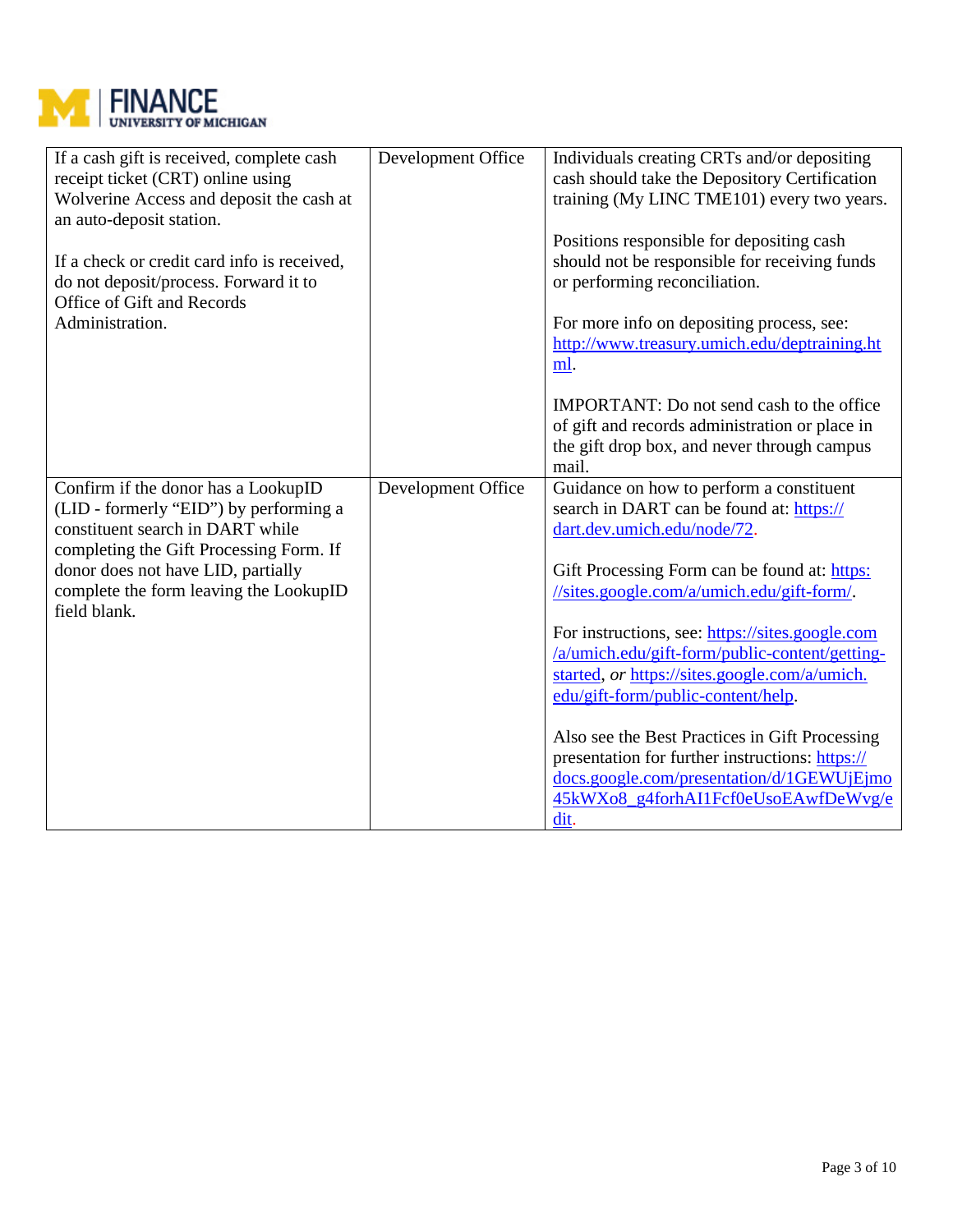| | | |
|---|---|---|
| If a cash gift is received, complete cash receipt ticket (CRT) online using Wolverine Access and deposit the cash at an auto-deposit station.<br><br>If a check or credit card info is received, do not deposit/process. Forward it to Office of Gift and Records Administration. | Development Office | Individuals creating CRTs and/or depositing cash should take the Depository Certification training (My LINC TME101) every two years.<br><br>Positions responsible for depositing cash should not be responsible for receiving funds or performing reconciliation.<br><br>For more info on depositing process, see: http://www.treasury.umich.edu/deptraining.html.<br><br>IMPORTANT: Do not send cash to the office of gift and records administration or place in the gift drop box, and never through campus mail. |
| Confirm if the donor has a LookupID (LID - formerly "EID") by performing a constituent search in DART while completing the Gift Processing Form. If donor does not have LID, partially complete the form leaving the LookupID field blank. | Development Office | Guidance on how to perform a constituent search in DART can be found at: https://dart.dev.umich.edu/node/72.<br><br>Gift Processing Form can be found at: https://sites.google.com/a/umich.edu/gift-form/.<br><br>For instructions, see: https://sites.google.com/a/umich.edu/gift-form/public-content/getting-started, *or* https://sites.google.com/a/umich.edu/gift-form/public-content/help.<br><br>Also see the Best Practices in Gift Processing presentation for further instructions: https://docs.google.com/presentation/d/1GEWUjEjmo45kWXo8_g4forhAI1Fcf0eUsoEAwfDeWvg/edit. |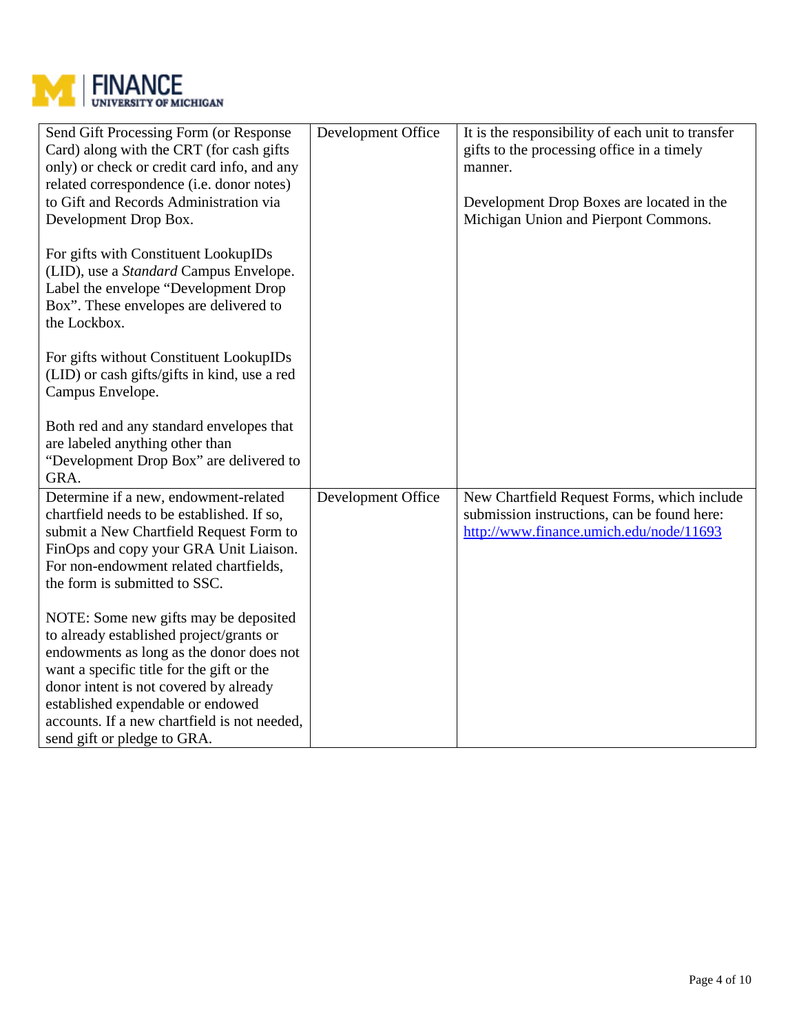| | | |
|---|---|---|
| Send Gift Processing Form (or Response Card) along with the CRT (for cash gifts only) or check or credit card info, and any related correspondence (i.e. donor notes) to Gift and Records Administration via Development Drop Box.<br><br>For gifts with Constituent LookupIDs (LID), use a *Standard* Campus Envelope. Label the envelope "Development Drop Box". These envelopes are delivered to the Lockbox.<br><br>For gifts without Constituent LookupIDs (LID) or cash gifts/gifts in kind, use a red Campus Envelope.<br><br>Both red and any standard envelopes that are labeled anything other than "Development Drop Box" are delivered to GRA. | Development Office | It is the responsibility of each unit to transfer gifts to the processing office in a timely manner.<br><br>Development Drop Boxes are located in the Michigan Union and Pierpont Commons. |
| Determine if a new, endowment-related chartfield needs to be established. If so, submit a New Chartfield Request Form to FinOps and copy your GRA Unit Liaison. For non-endowment related chartfields, the form is submitted to SSC.<br><br>NOTE: Some new gifts may be deposited to already established project/grants or endowments as long as the donor does not want a specific title for the gift or the donor intent is not covered by already established expendable or endowed accounts. If a new chartfield is not needed, send gift or pledge to GRA. | Development Office | New Chartfield Request Forms, which include submission instructions, can be found here: [http://www.finance.umich.edu/node/11693](http://www.finance.umich.edu/node/11693) |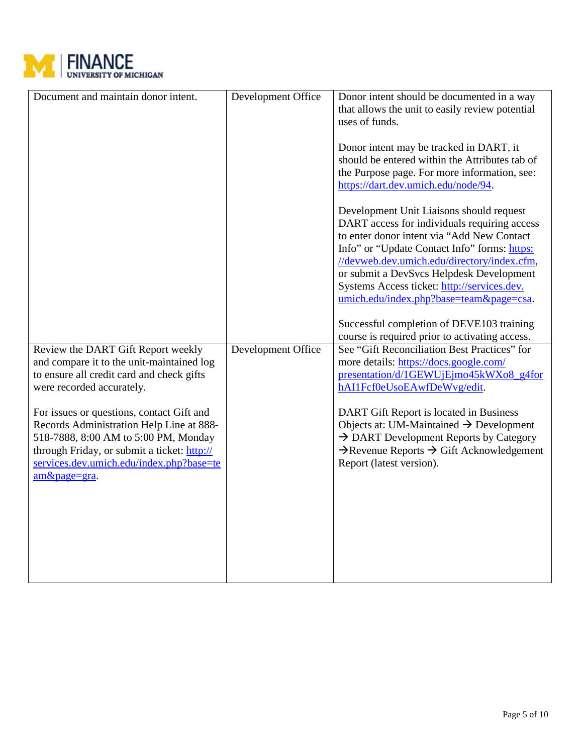| Document and maintain donor intent. | Development Office | Donor intent should be documented in a way that allows the unit to easily review potential uses of funds.<br><br>Donor intent may be tracked in DART, it should be entered within the Attributes tab of the Purpose page. For more information, see: https://dart.dev.umich.edu/node/94.<br><br>Development Unit Liaisons should request DART access for individuals requiring access to enter donor intent via "Add New Contact Info" or "Update Contact Info" forms: https://devweb.dev.umich.edu/directory/index.cfm, or submit a DevSvcs Helpdesk Development Systems Access ticket: http://services.dev.umich.edu/index.php?base=team&page=csa.<br><br>Successful completion of DEVE103 training course is required prior to activating access. |
|---|---|---|
| Review the DART Gift Report weekly and compare it to the unit-maintained log to ensure all credit card and check gifts were recorded accurately.<br><br>For issues or questions, contact Gift and Records Administration Help Line at 888-518-7888, 8:00 AM to 5:00 PM, Monday through Friday, or submit a ticket: http://services.dev.umich.edu/index.php?base=team&page=gra. | Development Office | See "Gift Reconciliation Best Practices" for more details: https://docs.google.com/presentation/d/1GEWUjEjmo45kWXo8_g4forhAI1Fcf0eUsoEAwfDeWvg/edit.<br><br>DART Gift Report is located in Business Objects at: UM-Maintained → Development → DART Development Reports by Category →Revenue Reports → Gift Acknowledgement Report (latest version). |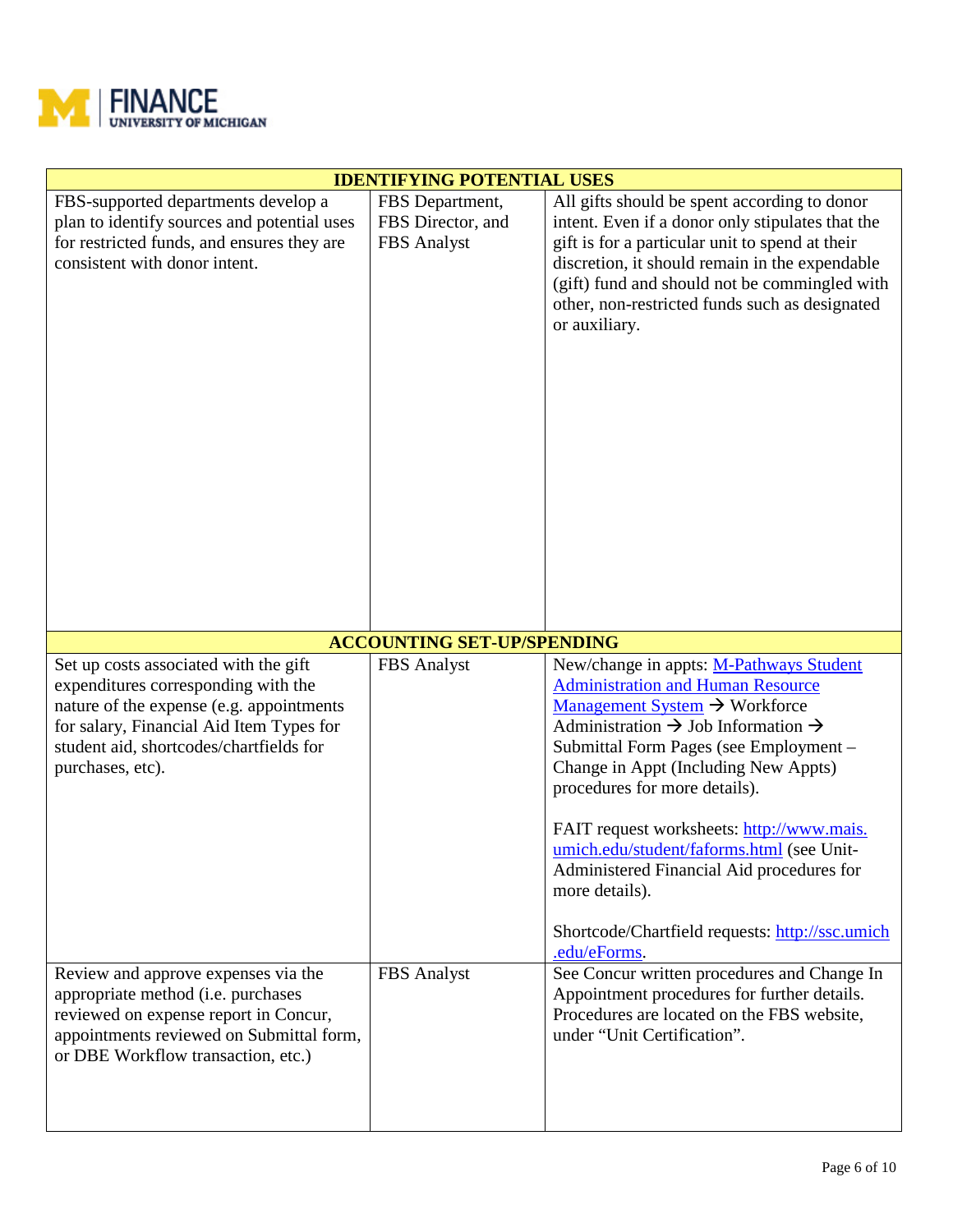| IDENTIFYING POTENTIAL USES | | |
|---|---|---|
| FBS-supported departments develop a plan to identify sources and potential uses for restricted funds, and ensures they are consistent with donor intent. | FBS Department, FBS Director, and FBS Analyst | All gifts should be spent according to donor intent. Even if a donor only stipulates that the gift is for a particular unit to spend at their discretion, it should remain in the expendable (gift) fund and should not be commingled with other, non-restricted funds such as designated or auxiliary. |
| **ACCOUNTING SET-UP/SPENDING** | | |
| Set up costs associated with the gift expenditures corresponding with the nature of the expense (e.g. appointments for salary, Financial Aid Item Types for student aid, shortcodes/chartfields for purchases, etc). | FBS Analyst | New/change in appts: [M-Pathways Student Administration and Human Resource Management System](#) → Workforce Administration → Job Information → Submittal Form Pages (see Employment – Change in Appt (Including New Appts) procedures for more details).<br><br>FAIT request worksheets: [http://www.mais.umich.edu/student/faforms.html](http://www.mais.umich.edu/student/faforms.html) (see Unit-Administered Financial Aid procedures for more details).<br><br>Shortcode/Chartfield requests: [http://ssc.umich.edu/eForms](http://ssc.umich.edu/eForms). |
| Review and approve expenses via the appropriate method (i.e. purchases reviewed on expense report in Concur, appointments reviewed on Submittal form, or DBE Workflow transaction, etc.) | FBS Analyst | See Concur written procedures and Change In Appointment procedures for further details. Procedures are located on the FBS website, under "Unit Certification". |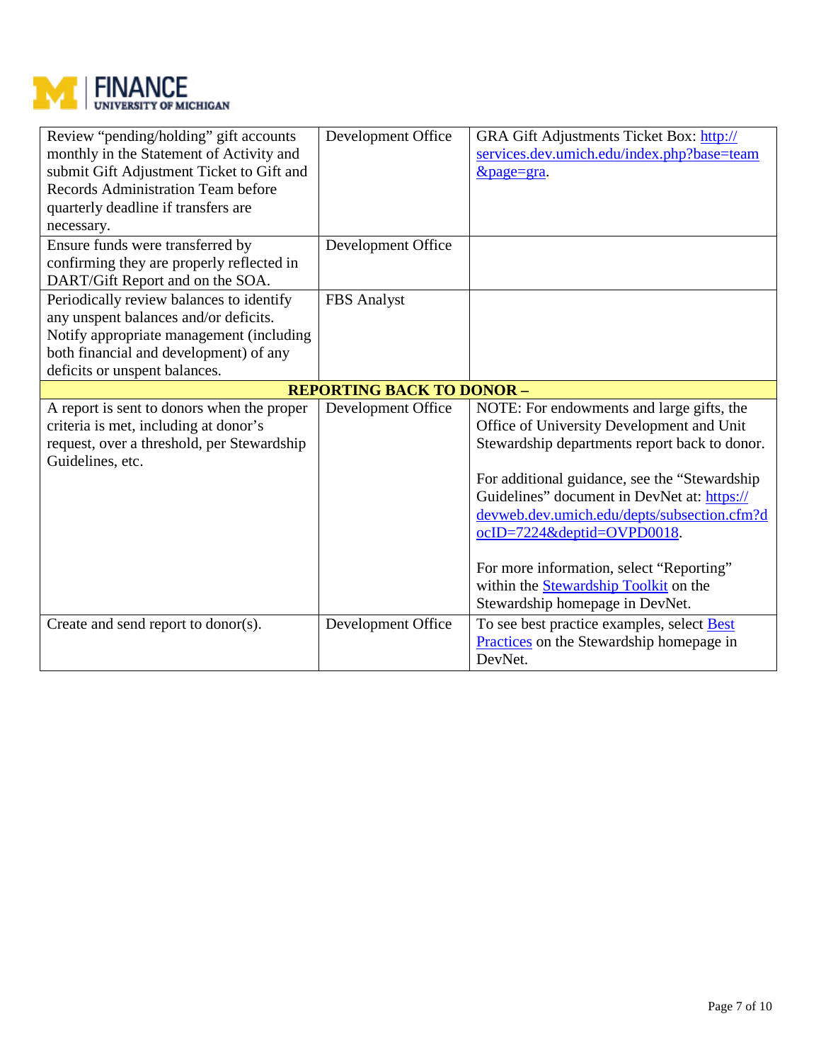| | | |
|---|---|---|
| Review “pending/holding” gift accounts monthly in the Statement of Activity and submit Gift Adjustment Ticket to Gift and Records Administration Team before quarterly deadline if transfers are necessary. | Development Office | GRA Gift Adjustments Ticket Box: http://services.dev.umich.edu/index.php?base=team&page=gra. |
| Ensure funds were transferred by confirming they are properly reflected in DART/Gift Report and on the SOA. | Development Office | |
| Periodically review balances to identify any unspent balances and/or deficits. Notify appropriate management (including both financial and development) of any deficits or unspent balances. | FBS Analyst | |
| **REPORTING BACK TO DONOR –** | | |
| A report is sent to donors when the proper criteria is met, including at donor’s request, over a threshold, per Stewardship Guidelines, etc. | Development Office | NOTE: For endowments and large gifts, the Office of University Development and Unit Stewardship departments report back to donor.<br><br>For additional guidance, see the “Stewardship Guidelines” document in DevNet at: https://devweb.dev.umich.edu/depts/subsection.cfm?docID=7224&deptid=OVPD0018.<br><br>For more information, select “Reporting” within the Stewardship Toolkit on the Stewardship homepage in DevNet. |
| Create and send report to donor(s). | Development Office | To see best practice examples, select Best Practices on the Stewardship homepage in DevNet. |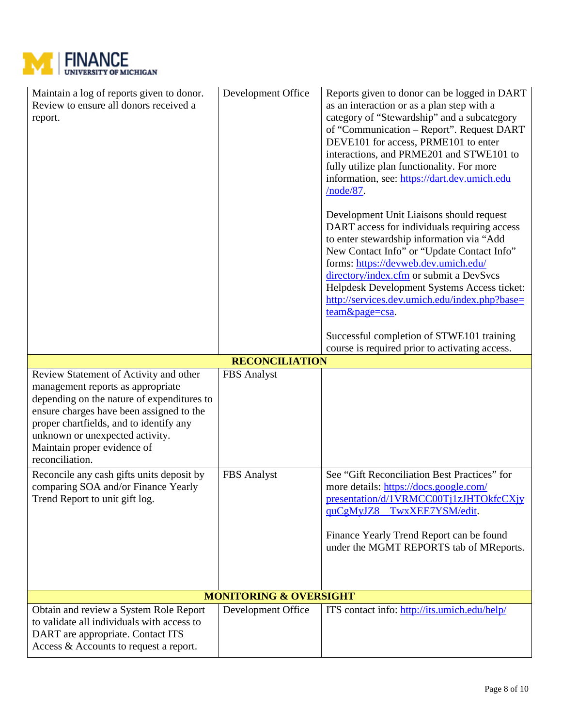| | | |
|---|---|---|
| Maintain a log of reports given to donor. Review to ensure all donors received a report. | Development Office | Reports given to donor can be logged in DART as an interaction or as a plan step with a category of "Stewardship" and a subcategory of "Communication – Report". Request DART DEVE101 for access, PRME101 to enter interactions, and PRME201 and STWE101 to fully utilize plan functionality. For more information, see: https://dart.dev.umich.edu/node/87.<br><br>Development Unit Liaisons should request DART access for individuals requiring access to enter stewardship information via "Add New Contact Info" or "Update Contact Info" forms: https://devweb.dev.umich.edu/directory/index.cfm or submit a DevSvcs Helpdesk Development Systems Access ticket: http://services.dev.umich.edu/index.php?base=team&page=csa.<br><br>Successful completion of STWE101 training course is required prior to activating access. |
| **RECONCILIATION** | | |
| Review Statement of Activity and other management reports as appropriate depending on the nature of expenditures to ensure charges have been assigned to the proper chartfields, and to identify any unknown or unexpected activity. Maintain proper evidence of reconciliation. | FBS Analyst | |
| Reconcile any cash gifts units deposit by comparing SOA and/or Finance Yearly Trend Report to unit gift log. | FBS Analyst | See "Gift Reconciliation Best Practices" for more details: https://docs.google.com/presentation/d/1VRMCC00Tj1zJHTOkfcCXjyquCgMyJZ8__TwxXEE7YSM/edit.<br><br>Finance Yearly Trend Report can be found under the MGMT REPORTS tab of MReports. |
| **MONITORING & OVERSIGHT** | | |
| Obtain and review a System Role Report to validate all individuals with access to DART are appropriate. Contact ITS Access & Accounts to request a report. | Development Office | ITS contact info: http://its.umich.edu/help/ |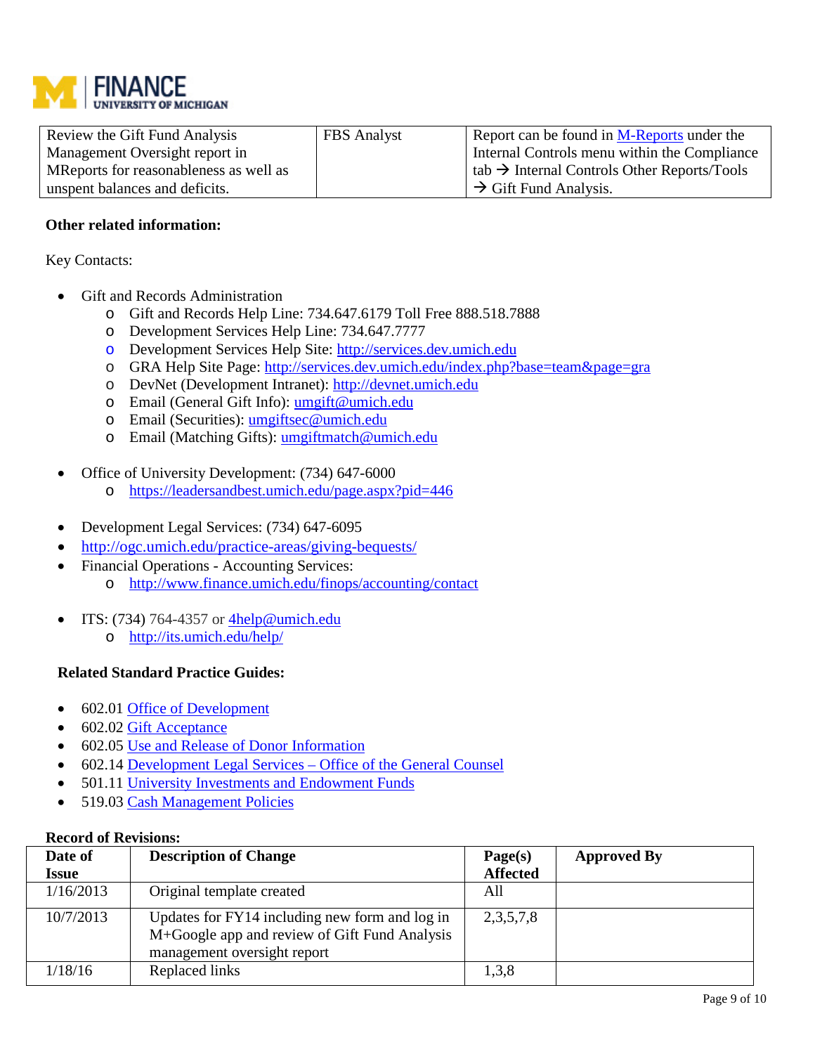| Review the Gift Fund Analysis Management Oversight report in MReports for reasonableness as well as unspent balances and deficits. | FBS Analyst | Report can be found in M-Reports under the Internal Controls menu within the Compliance tab → Internal Controls Other Reports/Tools → Gift Fund Analysis. |
|---|---|---|

**Other related information:**

Key Contacts:

- Gift and Records Administration
  - Gift and Records Help Line: 734.647.6179 Toll Free 888.518.7888
  - Development Services Help Line: 734.647.7777
  - Development Services Help Site: http://services.dev.umich.edu
  - GRA Help Site Page: http://services.dev.umich.edu/index.php?base=team&page=gra
  - DevNet (Development Intranet): http://devnet.umich.edu
  - Email (General Gift Info): umgift@umich.edu
  - Email (Securities): umgiftsec@umich.edu
  - Email (Matching Gifts): umgiftmatch@umich.edu

- Office of University Development: (734) 647-6000
  - https://leadersandbest.umich.edu/page.aspx?pid=446

- Development Legal Services: (734) 647-6095
- http://ogc.umich.edu/practice-areas/giving-bequests/
- Financial Operations - Accounting Services:
  - http://www.finance.umich.edu/finops/accounting/contact

- ITS: (734) 764-4357 or 4help@umich.edu
  - http://its.umich.edu/help/

**Related Standard Practice Guides:**

- 602.01 Office of Development
- 602.02 Gift Acceptance
- 602.05 Use and Release of Donor Information
- 602.14 Development Legal Services – Office of the General Counsel
- 501.11 University Investments and Endowment Funds
- 519.03 Cash Management Policies

**Record of Revisions:**

| Date of Issue | Description of Change | Page(s) Affected | Approved By |
|---|---|---|---|
| 1/16/2013 | Original template created | All | |
| 10/7/2013 | Updates for FY14 including new form and log in M+Google app and review of Gift Fund Analysis management oversight report | 2,3,5,7,8 | |
| 1/18/16 | Replaced links | 1,3,8 | |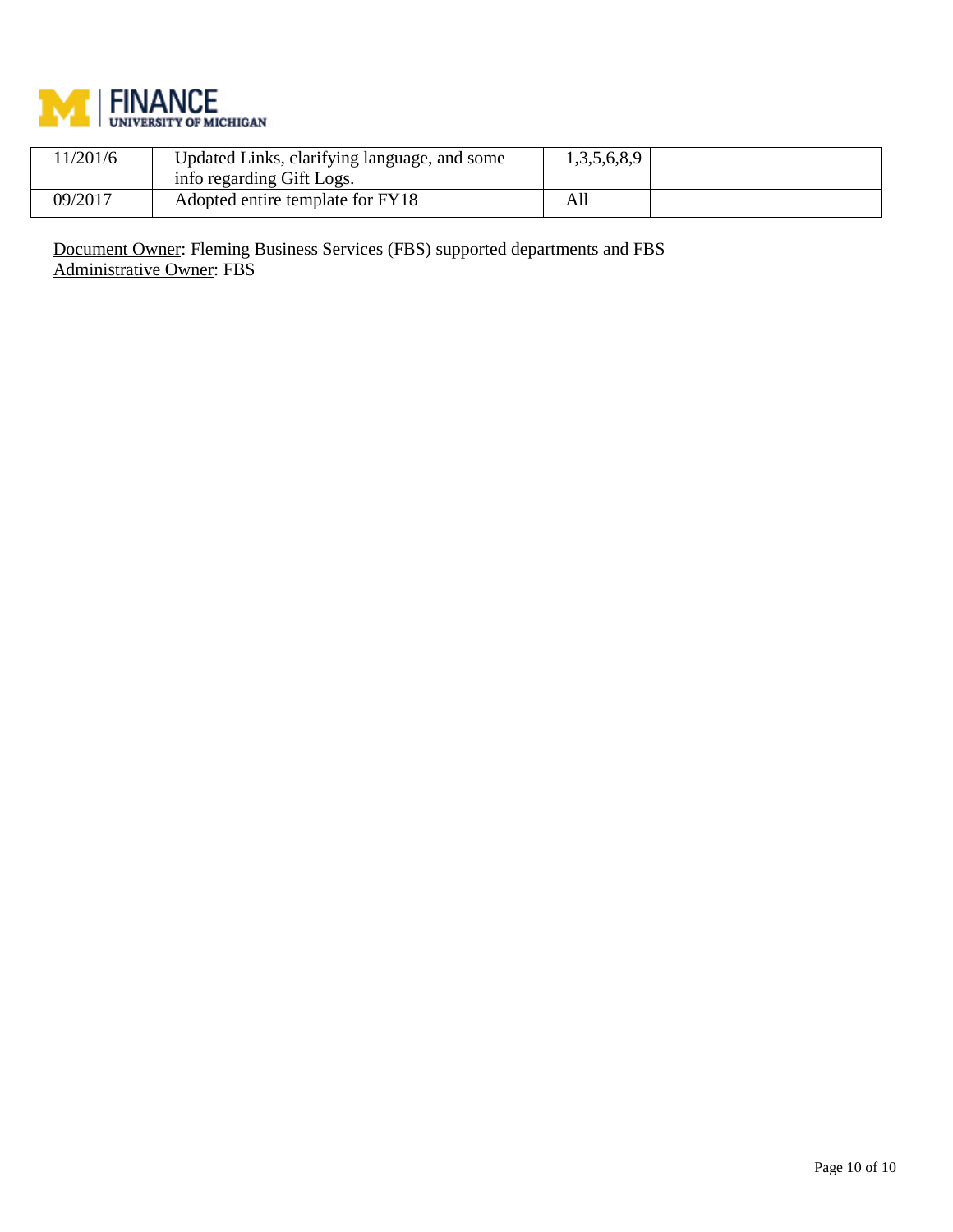| | | | |
|---|---|---|---|
| 11/201/6 | Updated Links, clarifying language, and some info regarding Gift Logs. | 1,3,5,6,8,9 | |
| 09/2017 | Adopted entire template for FY18 | All | |

Document Owner: Fleming Business Services (FBS) supported departments and FBS
Administrative Owner: FBS